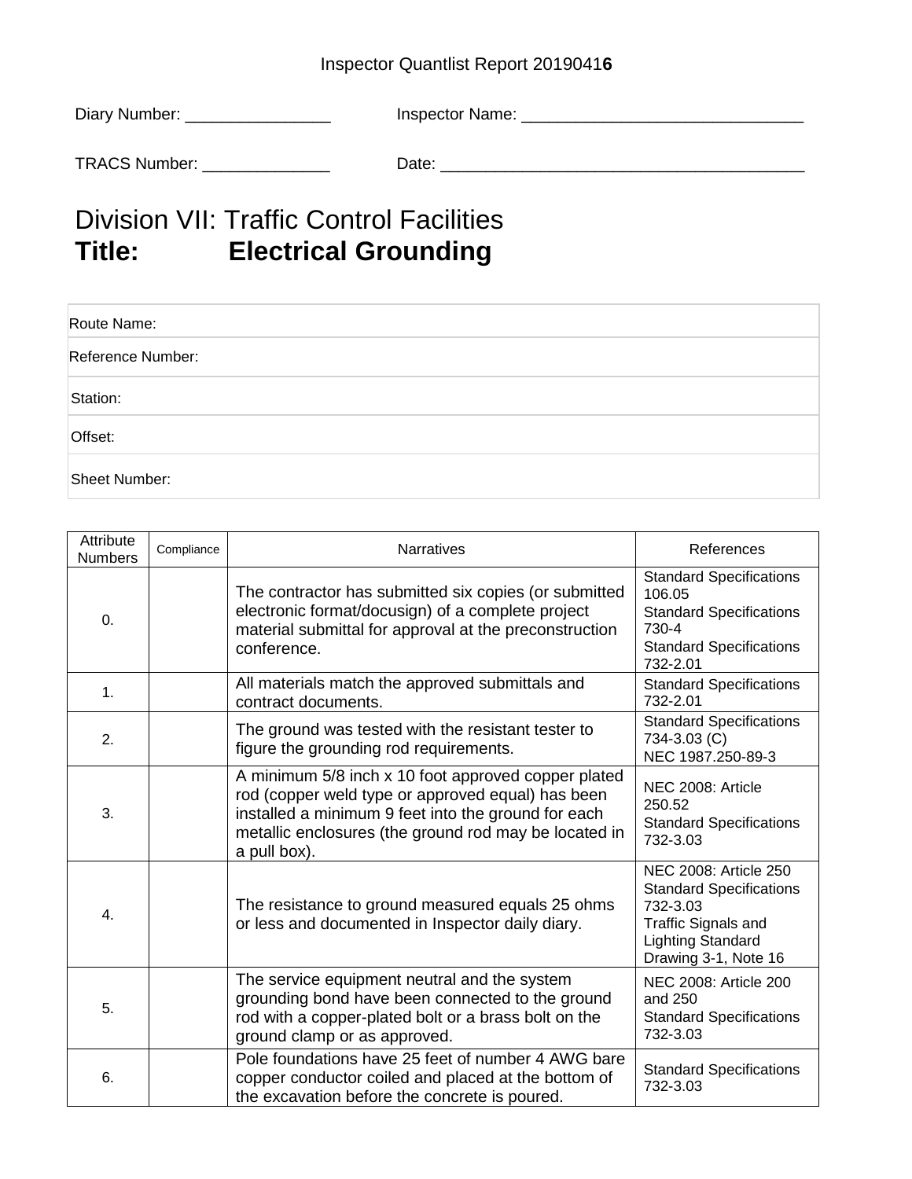Inspector Quantlist Report 2019041**6**

Diary Number: ________________ Inspector Name: _______________________________

TRACS Number: ______________ Date: ________________________________________

# Division VII: Traffic Control Facilities
# **Title: Electrical Grounding**

| Route Name: |
|---|
| Reference Number: |
| Station: |
| Offset: |
| Sheet Number: |

| Attribute Numbers | Compliance | Narratives | References |
|---|---|---|---|
| 0. | | The contractor has submitted six copies (or submitted electronic format/docusign) of a complete project material submittal for approval at the preconstruction conference. | Standard Specifications 106.05<br>Standard Specifications 730-4<br>Standard Specifications 732-2.01 |
| 1. | | All materials match the approved submittals and contract documents. | Standard Specifications 732-2.01 |
| 2. | | The ground was tested with the resistant tester to figure the grounding rod requirements. | Standard Specifications 734-3.03 (C)<br>NEC 1987.250-89-3 |
| 3. | | A minimum 5/8 inch x 10 foot approved copper plated rod (copper weld type or approved equal) has been installed a minimum 9 feet into the ground for each metallic enclosures (the ground rod may be located in a pull box). | NEC 2008: Article 250.52<br>Standard Specifications 732-3.03 |
| 4. | | The resistance to ground measured equals 25 ohms or less and documented in Inspector daily diary. | NEC 2008: Article 250<br>Standard Specifications 732-3.03<br>Traffic Signals and Lighting Standard Drawing 3-1, Note 16 |
| 5. | | The service equipment neutral and the system grounding bond have been connected to the ground rod with a copper-plated bolt or a brass bolt on the ground clamp or as approved. | NEC 2008: Article 200 and 250<br>Standard Specifications 732-3.03 |
| 6. | | Pole foundations have 25 feet of number 4 AWG bare copper conductor coiled and placed at the bottom of the excavation before the concrete is poured. | Standard Specifications 732-3.03 |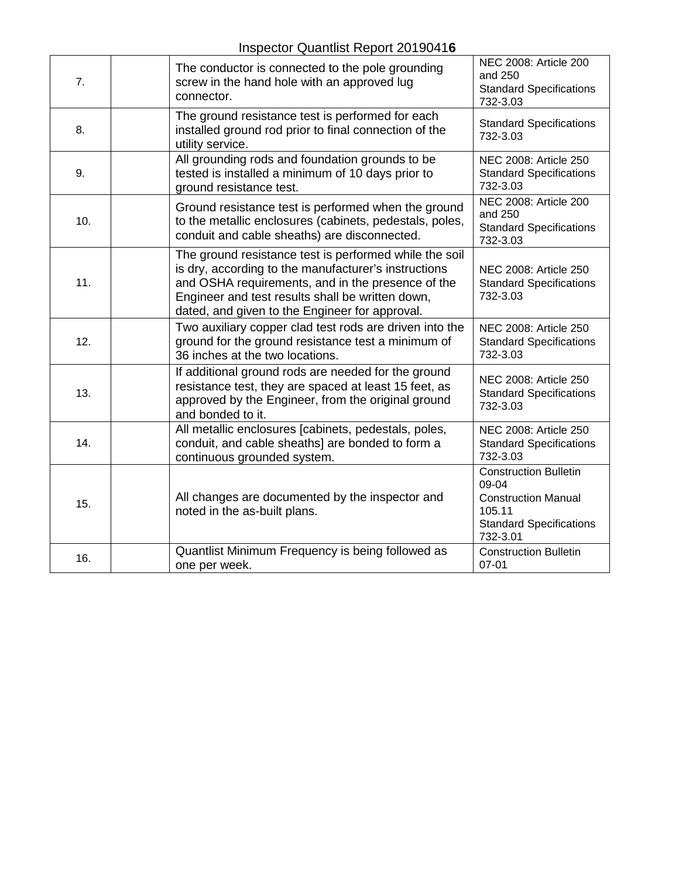| | | | |
|---|---|---|---|
| 7. | | The conductor is connected to the pole grounding screw in the hand hole with an approved lug connector. | NEC 2008: Article 200 and 250<br>Standard Specifications 732-3.03 |
| 8. | | The ground resistance test is performed for each installed ground rod prior to final connection of the utility service. | Standard Specifications 732-3.03 |
| 9. | | All grounding rods and foundation grounds to be tested is installed a minimum of 10 days prior to ground resistance test. | NEC 2008: Article 250<br>Standard Specifications 732-3.03 |
| 10. | | Ground resistance test is performed when the ground to the metallic enclosures (cabinets, pedestals, poles, conduit and cable sheaths) are disconnected. | NEC 2008: Article 200 and 250<br>Standard Specifications 732-3.03 |
| 11. | | The ground resistance test is performed while the soil is dry, according to the manufacturer's instructions and OSHA requirements, and in the presence of the Engineer and test results shall be written down, dated, and given to the Engineer for approval. | NEC 2008: Article 250<br>Standard Specifications 732-3.03 |
| 12. | | Two auxiliary copper clad test rods are driven into the ground for the ground resistance test a minimum of 36 inches at the two locations. | NEC 2008: Article 250<br>Standard Specifications 732-3.03 |
| 13. | | If additional ground rods are needed for the ground resistance test, they are spaced at least 15 feet, as approved by the Engineer, from the original ground and bonded to it. | NEC 2008: Article 250<br>Standard Specifications 732-3.03 |
| 14. | | All metallic enclosures [cabinets, pedestals, poles, conduit, and cable sheaths] are bonded to form a continuous grounded system. | NEC 2008: Article 250<br>Standard Specifications 732-3.03 |
| 15. | | All changes are documented by the inspector and noted in the as-built plans. | Construction Bulletin 09-04<br>Construction Manual 105.11<br>Standard Specifications 732-3.01 |
| 16. | | Quantlist Minimum Frequency is being followed as one per week. | Construction Bulletin 07-01 |